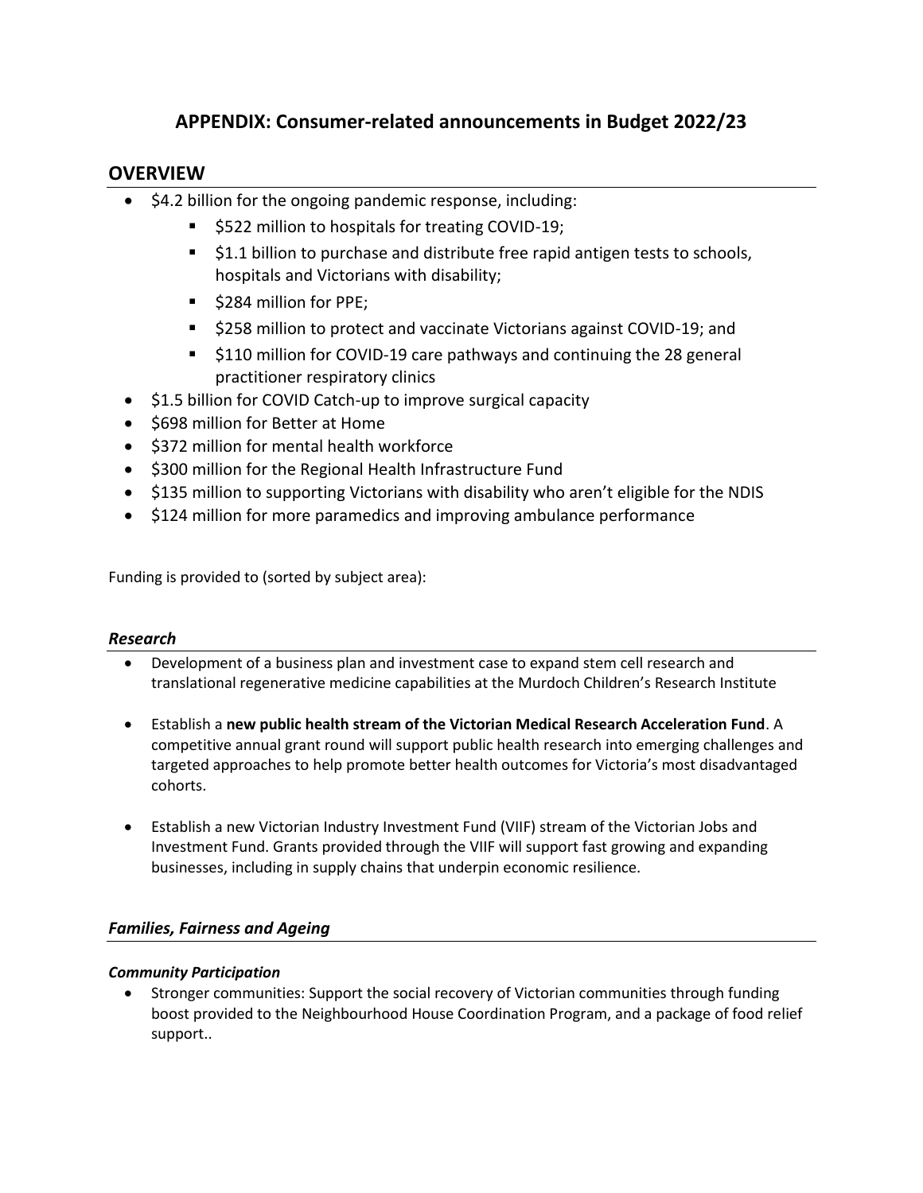# APPENDIX: Consumer-related announcements in Budget 2022/23

## OVERVIEW

- $4.2 billion for the ongoing pandemic response, including:
  - $522 million to hospitals for treating COVID-19;
  - $1.1 billion to purchase and distribute free rapid antigen tests to schools, hospitals and Victorians with disability;
  - $284 million for PPE;
  - $258 million to protect and vaccinate Victorians against COVID-19; and
  - $110 million for COVID-19 care pathways and continuing the 28 general practitioner respiratory clinics
- $1.5 billion for COVID Catch-up to improve surgical capacity
- $698 million for Better at Home
- $372 million for mental health workforce
- $300 million for the Regional Health Infrastructure Fund
- $135 million to supporting Victorians with disability who aren't eligible for the NDIS
- $124 million for more paramedics and improving ambulance performance

Funding is provided to (sorted by subject area):

### *Research*

- Development of a business plan and investment case to expand stem cell research and translational regenerative medicine capabilities at the Murdoch Children's Research Institute
- Establish a **new public health stream of the Victorian Medical Research Acceleration Fund**. A competitive annual grant round will support public health research into emerging challenges and targeted approaches to help promote better health outcomes for Victoria's most disadvantaged cohorts.
- Establish a new Victorian Industry Investment Fund (VIIF) stream of the Victorian Jobs and Investment Fund. Grants provided through the VIIF will support fast growing and expanding businesses, including in supply chains that underpin economic resilience.

### *Families, Fairness and Ageing*

#### *Community Participation*

- Stronger communities: Support the social recovery of Victorian communities through funding boost provided to the Neighbourhood House Coordination Program, and a package of food relief support..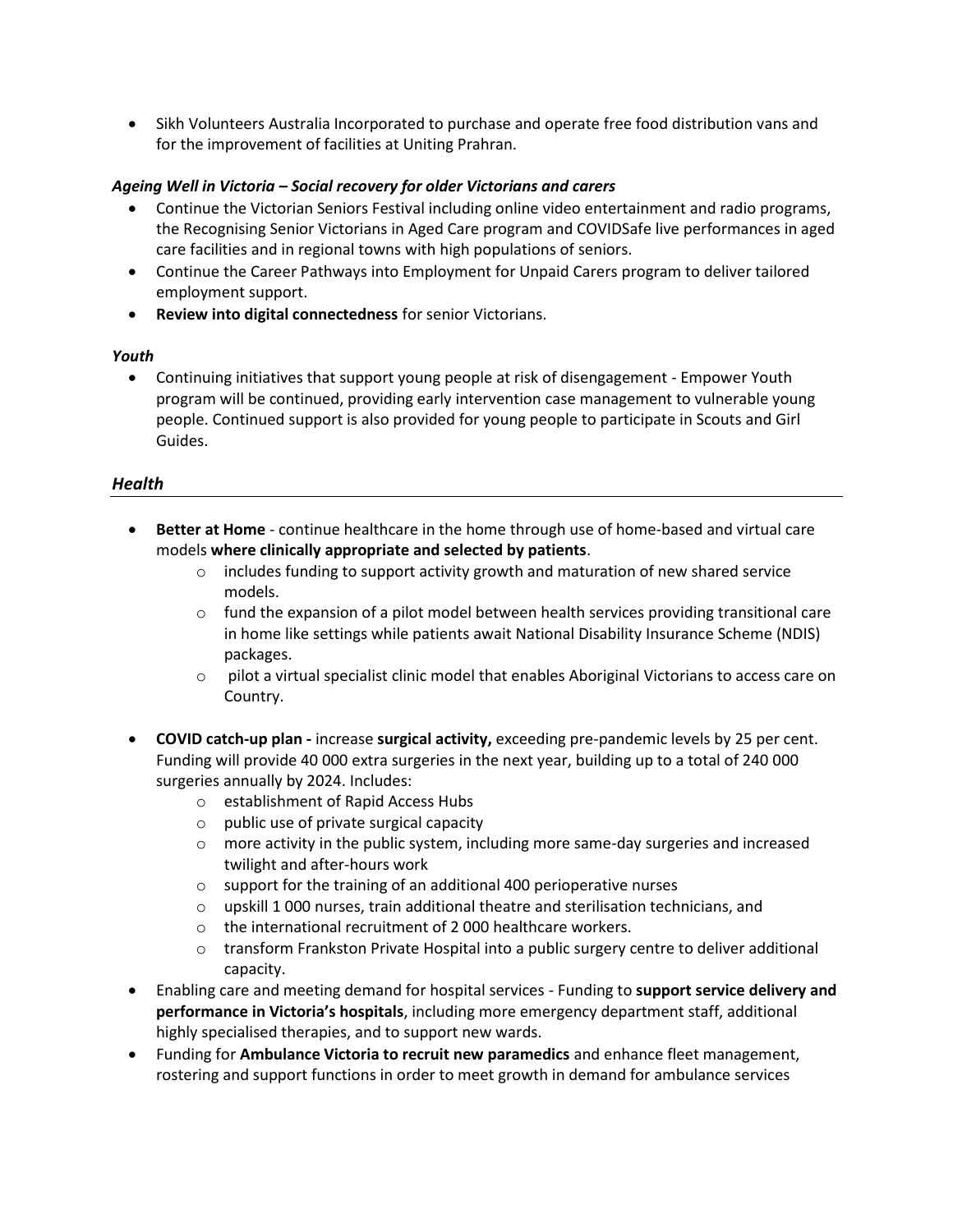- Sikh Volunteers Australia Incorporated to purchase and operate free food distribution vans and for the improvement of facilities at Uniting Prahran.

***Ageing Well in Victoria – Social recovery for older Victorians and carers***

- Continue the Victorian Seniors Festival including online video entertainment and radio programs, the Recognising Senior Victorians in Aged Care program and COVIDSafe live performances in aged care facilities and in regional towns with high populations of seniors.
- Continue the Career Pathways into Employment for Unpaid Carers program to deliver tailored employment support.
- **Review into digital connectedness** for senior Victorians.

***Youth***

- Continuing initiatives that support young people at risk of disengagement - Empower Youth program will be continued, providing early intervention case management to vulnerable young people. Continued support is also provided for young people to participate in Scouts and Girl Guides.

## *Health*

- **Better at Home** - continue healthcare in the home through use of home-based and virtual care models **where clinically appropriate and selected by patients**.
  - includes funding to support activity growth and maturation of new shared service models.
  - fund the expansion of a pilot model between health services providing transitional care in home like settings while patients await National Disability Insurance Scheme (NDIS) packages.
  - pilot a virtual specialist clinic model that enables Aboriginal Victorians to access care on Country.

- **COVID catch-up plan -** increase **surgical activity,** exceeding pre-pandemic levels by 25 per cent. Funding will provide 40 000 extra surgeries in the next year, building up to a total of 240 000 surgeries annually by 2024. Includes:
  - establishment of Rapid Access Hubs
  - public use of private surgical capacity
  - more activity in the public system, including more same-day surgeries and increased twilight and after-hours work
  - support for the training of an additional 400 perioperative nurses
  - upskill 1 000 nurses, train additional theatre and sterilisation technicians, and
  - the international recruitment of 2 000 healthcare workers.
  - transform Frankston Private Hospital into a public surgery centre to deliver additional capacity.
- Enabling care and meeting demand for hospital services - Funding to **support service delivery and performance in Victoria's hospitals**, including more emergency department staff, additional highly specialised therapies, and to support new wards.
- Funding for **Ambulance Victoria to recruit new paramedics** and enhance fleet management, rostering and support functions in order to meet growth in demand for ambulance services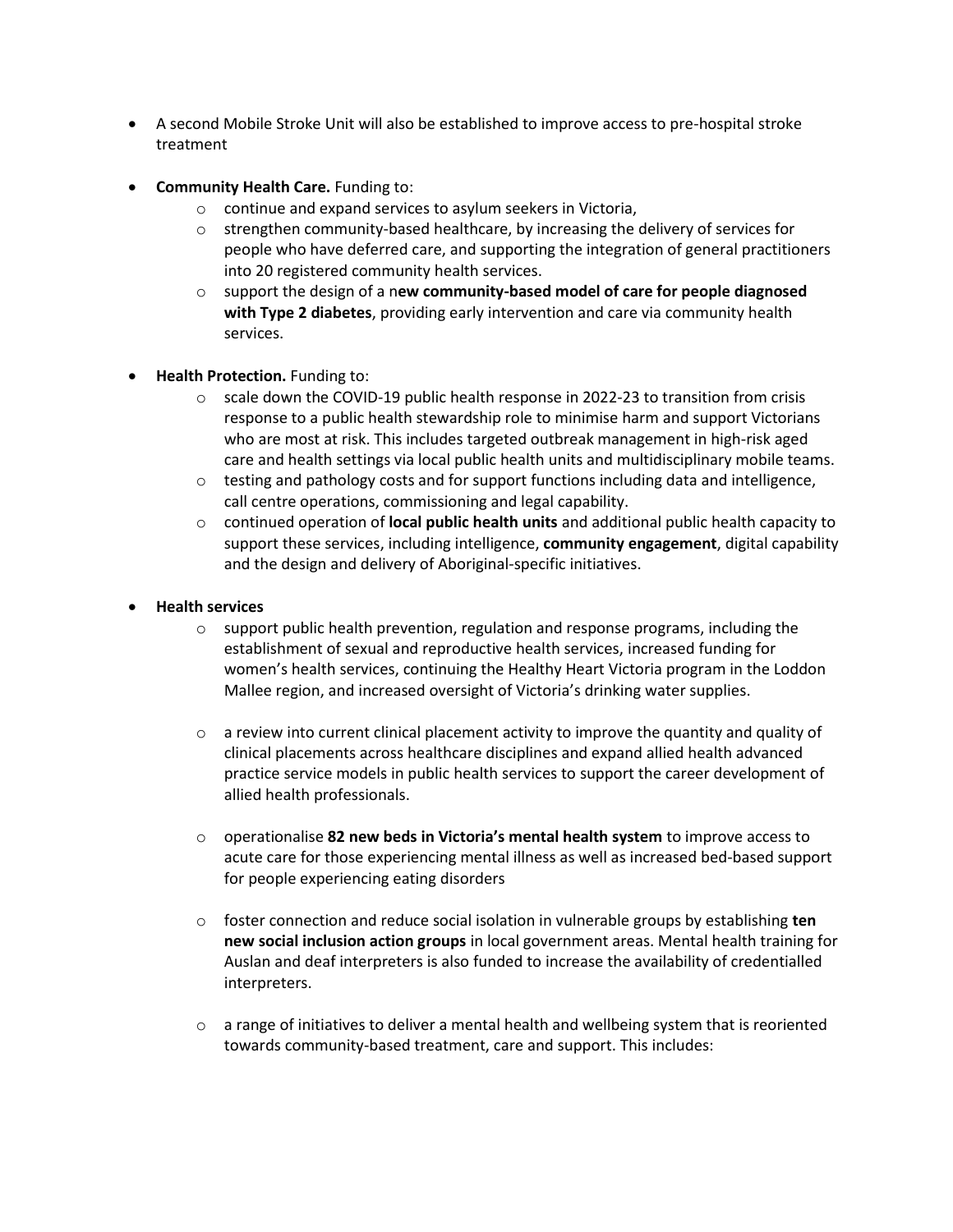- A second Mobile Stroke Unit will also be established to improve access to pre-hospital stroke treatment

- **Community Health Care.** Funding to:
    - continue and expand services to asylum seekers in Victoria,
    - strengthen community-based healthcare, by increasing the delivery of services for people who have deferred care, and supporting the integration of general practitioners into 20 registered community health services.
    - support the design of a n**ew community-based model of care for people diagnosed with Type 2 diabetes**, providing early intervention and care via community health services.

- **Health Protection.** Funding to:
    - scale down the COVID-19 public health response in 2022-23 to transition from crisis response to a public health stewardship role to minimise harm and support Victorians who are most at risk. This includes targeted outbreak management in high-risk aged care and health settings via local public health units and multidisciplinary mobile teams.
    - testing and pathology costs and for support functions including data and intelligence, call centre operations, commissioning and legal capability.
    - continued operation of **local public health units** and additional public health capacity to support these services, including intelligence, **community engagement**, digital capability and the design and delivery of Aboriginal-specific initiatives.

- **Health services**
    - support public health prevention, regulation and response programs, including the establishment of sexual and reproductive health services, increased funding for women's health services, continuing the Healthy Heart Victoria program in the Loddon Mallee region, and increased oversight of Victoria's drinking water supplies.

    - a review into current clinical placement activity to improve the quantity and quality of clinical placements across healthcare disciplines and expand allied health advanced practice service models in public health services to support the career development of allied health professionals.

    - operationalise **82 new beds in Victoria's mental health system** to improve access to acute care for those experiencing mental illness as well as increased bed-based support for people experiencing eating disorders

    - foster connection and reduce social isolation in vulnerable groups by establishing **ten new social inclusion action groups** in local government areas. Mental health training for Auslan and deaf interpreters is also funded to increase the availability of credentialled interpreters.

    - a range of initiatives to deliver a mental health and wellbeing system that is reoriented towards community-based treatment, care and support. This includes: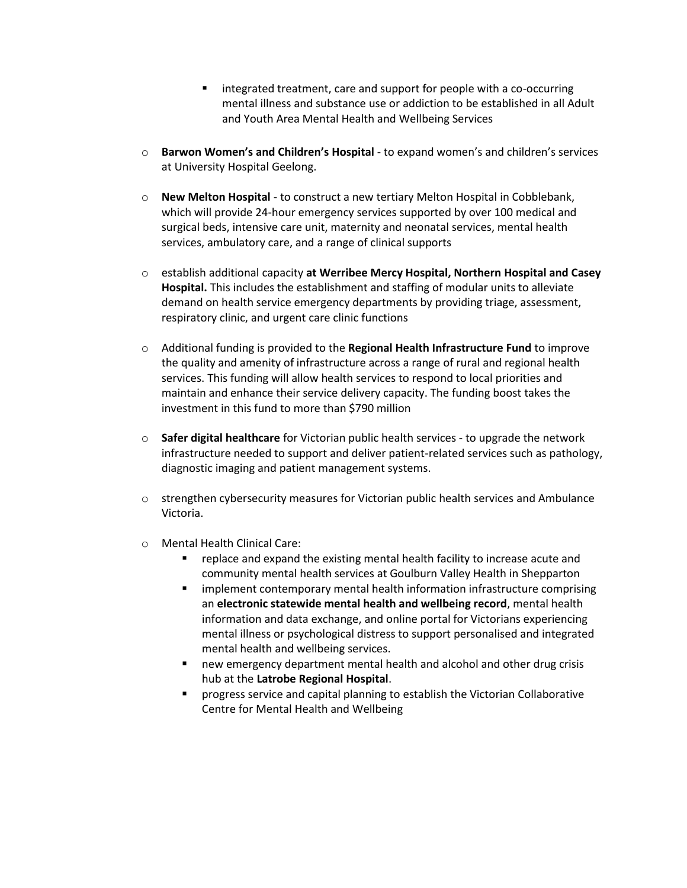- integrated treatment, care and support for people with a co-occurring mental illness and substance use or addiction to be established in all Adult and Youth Area Mental Health and Wellbeing Services

- **Barwon Women's and Children's Hospital** - to expand women's and children's services at University Hospital Geelong.

- **New Melton Hospital** - to construct a new tertiary Melton Hospital in Cobblebank, which will provide 24-hour emergency services supported by over 100 medical and surgical beds, intensive care unit, maternity and neonatal services, mental health services, ambulatory care, and a range of clinical supports

- establish additional capacity **at Werribee Mercy Hospital, Northern Hospital and Casey Hospital.** This includes the establishment and staffing of modular units to alleviate demand on health service emergency departments by providing triage, assessment, respiratory clinic, and urgent care clinic functions

- Additional funding is provided to the **Regional Health Infrastructure Fund** to improve the quality and amenity of infrastructure across a range of rural and regional health services. This funding will allow health services to respond to local priorities and maintain and enhance their service delivery capacity. The funding boost takes the investment in this fund to more than $790 million

- **Safer digital healthcare** for Victorian public health services - to upgrade the network infrastructure needed to support and deliver patient-related services such as pathology, diagnostic imaging and patient management systems.

- strengthen cybersecurity measures for Victorian public health services and Ambulance Victoria.

- Mental Health Clinical Care:
    - replace and expand the existing mental health facility to increase acute and community mental health services at Goulburn Valley Health in Shepparton
    - implement contemporary mental health information infrastructure comprising an **electronic statewide mental health and wellbeing record**, mental health information and data exchange, and online portal for Victorians experiencing mental illness or psychological distress to support personalised and integrated mental health and wellbeing services.
    - new emergency department mental health and alcohol and other drug crisis hub at the **Latrobe Regional Hospital**.
    - progress service and capital planning to establish the Victorian Collaborative Centre for Mental Health and Wellbeing